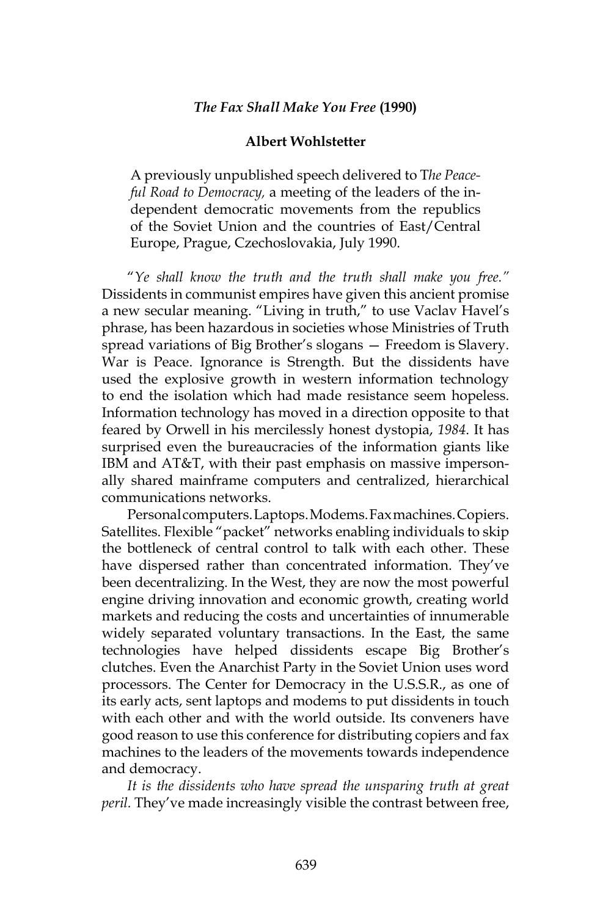# *The Fax Shall Make You Free* (1990)

## Albert Wohlstetter

> A previously unpublished speech delivered to T*he Peaceful Road to Democracy,* a meeting of the leaders of the independent democratic movements from the republics of the Soviet Union and the countries of East/Central Europe, Prague, Czechoslovakia, July 1990.

"*Ye shall know the truth and the truth shall make you free.*" Dissidents in communist empires have given this ancient promise a new secular meaning. "Living in truth," to use Vaclav Havel's phrase, has been hazardous in societies whose Ministries of Truth spread variations of Big Brother's slogans — Freedom is Slavery. War is Peace. Ignorance is Strength. But the dissidents have used the explosive growth in western information technology to end the isolation which had made resistance seem hopeless. Information technology has moved in a direction opposite to that feared by Orwell in his mercilessly honest dystopia, *1984*. It has surprised even the bureaucracies of the information giants like IBM and AT&T, with their past emphasis on massive impersonally shared mainframe computers and centralized, hierarchical communications networks.

Personal computers. Laptops. Modems. Fax machines. Copiers. Satellites. Flexible "packet" networks enabling individuals to skip the bottleneck of central control to talk with each other. These have dispersed rather than concentrated information. They've been decentralizing. In the West, they are now the most powerful engine driving innovation and economic growth, creating world markets and reducing the costs and uncertainties of innumerable widely separated voluntary transactions. In the East, the same technologies have helped dissidents escape Big Brother's clutches. Even the Anarchist Party in the Soviet Union uses word processors. The Center for Democracy in the U.S.S.R., as one of its early acts, sent laptops and modems to put dissidents in touch with each other and with the world outside. Its conveners have good reason to use this conference for distributing copiers and fax machines to the leaders of the movements towards independence and democracy.

*It is the dissidents who have spread the unsparing truth at great peril.* They've made increasingly visible the contrast between free,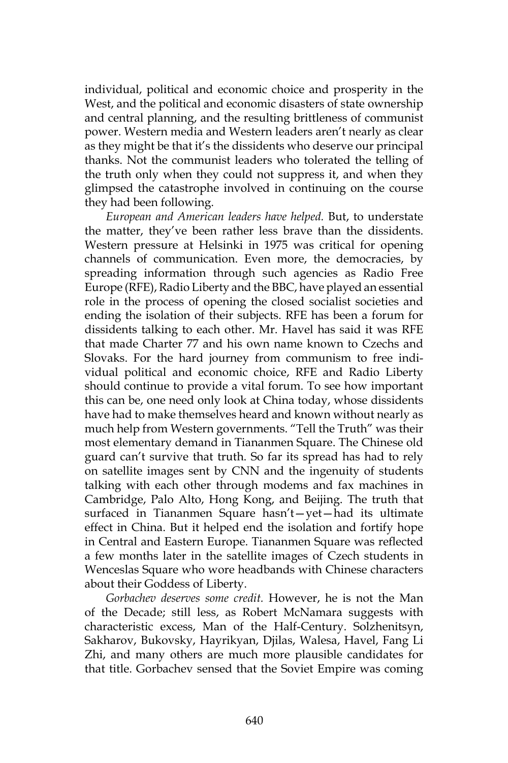individual, political and economic choice and prosperity in the West, and the political and economic disasters of state ownership and central planning, and the resulting brittleness of communist power. Western media and Western leaders aren't nearly as clear as they might be that it's the dissidents who deserve our principal thanks. Not the communist leaders who tolerated the telling of the truth only when they could not suppress it, and when they glimpsed the catastrophe involved in continuing on the course they had been following.

*European and American leaders have helped.* But, to understate the matter, they've been rather less brave than the dissidents. Western pressure at Helsinki in 1975 was critical for opening channels of communication. Even more, the democracies, by spreading information through such agencies as Radio Free Europe (RFE), Radio Liberty and the BBC, have played an essential role in the process of opening the closed socialist societies and ending the isolation of their subjects. RFE has been a forum for dissidents talking to each other. Mr. Havel has said it was RFE that made Charter 77 and his own name known to Czechs and Slovaks. For the hard journey from communism to free individual political and economic choice, RFE and Radio Liberty should continue to provide a vital forum. To see how important this can be, one need only look at China today, whose dissidents have had to make themselves heard and known without nearly as much help from Western governments. "Tell the Truth" was their most elementary demand in Tiananmen Square. The Chinese old guard can't survive that truth. So far its spread has had to rely on satellite images sent by CNN and the ingenuity of students talking with each other through modems and fax machines in Cambridge, Palo Alto, Hong Kong, and Beijing. The truth that surfaced in Tiananmen Square hasn't—yet—had its ultimate effect in China. But it helped end the isolation and fortify hope in Central and Eastern Europe. Tiananmen Square was reflected a few months later in the satellite images of Czech students in Wenceslas Square who wore headbands with Chinese characters about their Goddess of Liberty.

*Gorbachev deserves some credit.* However, he is not the Man of the Decade; still less, as Robert McNamara suggests with characteristic excess, Man of the Half-Century. Solzhenitsyn, Sakharov, Bukovsky, Hayrikyan, Djilas, Walesa, Havel, Fang Li Zhi, and many others are much more plausible candidates for that title. Gorbachev sensed that the Soviet Empire was coming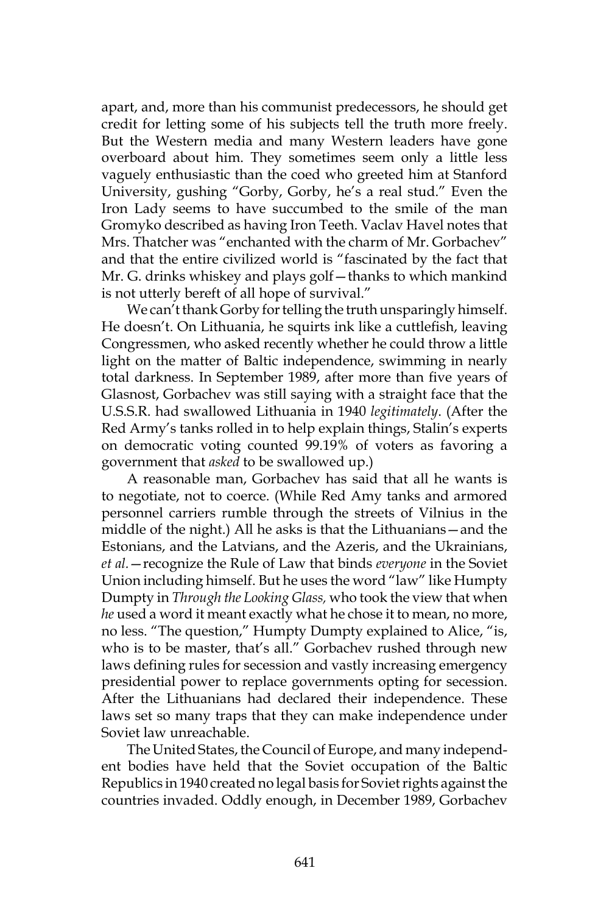apart, and, more than his communist predecessors, he should get credit for letting some of his subjects tell the truth more freely. But the Western media and many Western leaders have gone overboard about him. They sometimes seem only a little less vaguely enthusiastic than the coed who greeted him at Stanford University, gushing "Gorby, Gorby, he's a real stud." Even the Iron Lady seems to have succumbed to the smile of the man Gromyko described as having Iron Teeth. Vaclav Havel notes that Mrs. Thatcher was "enchanted with the charm of Mr. Gorbachev" and that the entire civilized world is "fascinated by the fact that Mr. G. drinks whiskey and plays golf—thanks to which mankind is not utterly bereft of all hope of survival."

We can't thank Gorby for telling the truth unsparingly himself. He doesn't. On Lithuania, he squirts ink like a cuttlefish, leaving Congressmen, who asked recently whether he could throw a little light on the matter of Baltic independence, swimming in nearly total darkness. In September 1989, after more than five years of Glasnost, Gorbachev was still saying with a straight face that the U.S.S.R. had swallowed Lithuania in 1940 *legitimately*. (After the Red Army's tanks rolled in to help explain things, Stalin's experts on democratic voting counted 99.19% of voters as favoring a government that *asked* to be swallowed up.)

A reasonable man, Gorbachev has said that all he wants is to negotiate, not to coerce. (While Red Amy tanks and armored personnel carriers rumble through the streets of Vilnius in the middle of the night.) All he asks is that the Lithuanians—and the Estonians, and the Latvians, and the Azeris, and the Ukrainians, *et al.*—recognize the Rule of Law that binds *everyone* in the Soviet Union including himself. But he uses the word "law" like Humpty Dumpty in *Through the Looking Glass,* who took the view that when *he* used a word it meant exactly what he chose it to mean, no more, no less. "The question," Humpty Dumpty explained to Alice, "is, who is to be master, that's all." Gorbachev rushed through new laws defining rules for secession and vastly increasing emergency presidential power to replace governments opting for secession. After the Lithuanians had declared their independence. These laws set so many traps that they can make independence under Soviet law unreachable.

The United States, the Council of Europe, and many independent bodies have held that the Soviet occupation of the Baltic Republics in 1940 created no legal basis for Soviet rights against the countries invaded. Oddly enough, in December 1989, Gorbachev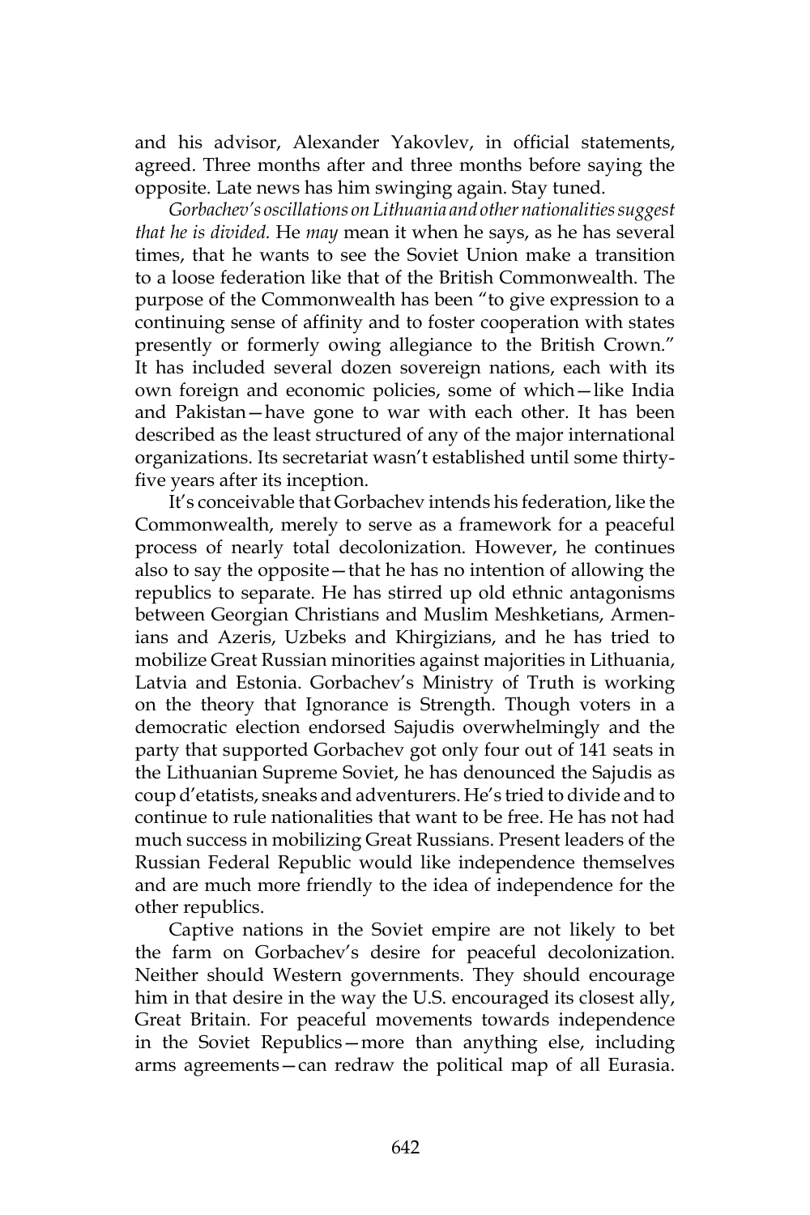and his advisor, Alexander Yakovlev, in official statements, agreed. Three months after and three months before saying the opposite. Late news has him swinging again. Stay tuned.

*Gorbachev's oscillations on Lithuania and other nationalities suggest that he is divided.* He *may* mean it when he says, as he has several times, that he wants to see the Soviet Union make a transition to a loose federation like that of the British Commonwealth. The purpose of the Commonwealth has been "to give expression to a continuing sense of affinity and to foster cooperation with states presently or formerly owing allegiance to the British Crown." It has included several dozen sovereign nations, each with its own foreign and economic policies, some of which—like India and Pakistan—have gone to war with each other. It has been described as the least structured of any of the major international organizations. Its secretariat wasn't established until some thirty-five years after its inception.

It's conceivable that Gorbachev intends his federation, like the Commonwealth, merely to serve as a framework for a peaceful process of nearly total decolonization. However, he continues also to say the opposite—that he has no intention of allowing the republics to separate. He has stirred up old ethnic antagonisms between Georgian Christians and Muslim Meshketians, Armenians and Azeris, Uzbeks and Khirgizians, and he has tried to mobilize Great Russian minorities against majorities in Lithuania, Latvia and Estonia. Gorbachev's Ministry of Truth is working on the theory that Ignorance is Strength. Though voters in a democratic election endorsed Sajudis overwhelmingly and the party that supported Gorbachev got only four out of 141 seats in the Lithuanian Supreme Soviet, he has denounced the Sajudis as coup d'etatists, sneaks and adventurers. He's tried to divide and to continue to rule nationalities that want to be free. He has not had much success in mobilizing Great Russians. Present leaders of the Russian Federal Republic would like independence themselves and are much more friendly to the idea of independence for the other republics.

Captive nations in the Soviet empire are not likely to bet the farm on Gorbachev's desire for peaceful decolonization. Neither should Western governments. They should encourage him in that desire in the way the U.S. encouraged its closest ally, Great Britain. For peaceful movements towards independence in the Soviet Republics—more than anything else, including arms agreements—can redraw the political map of all Eurasia.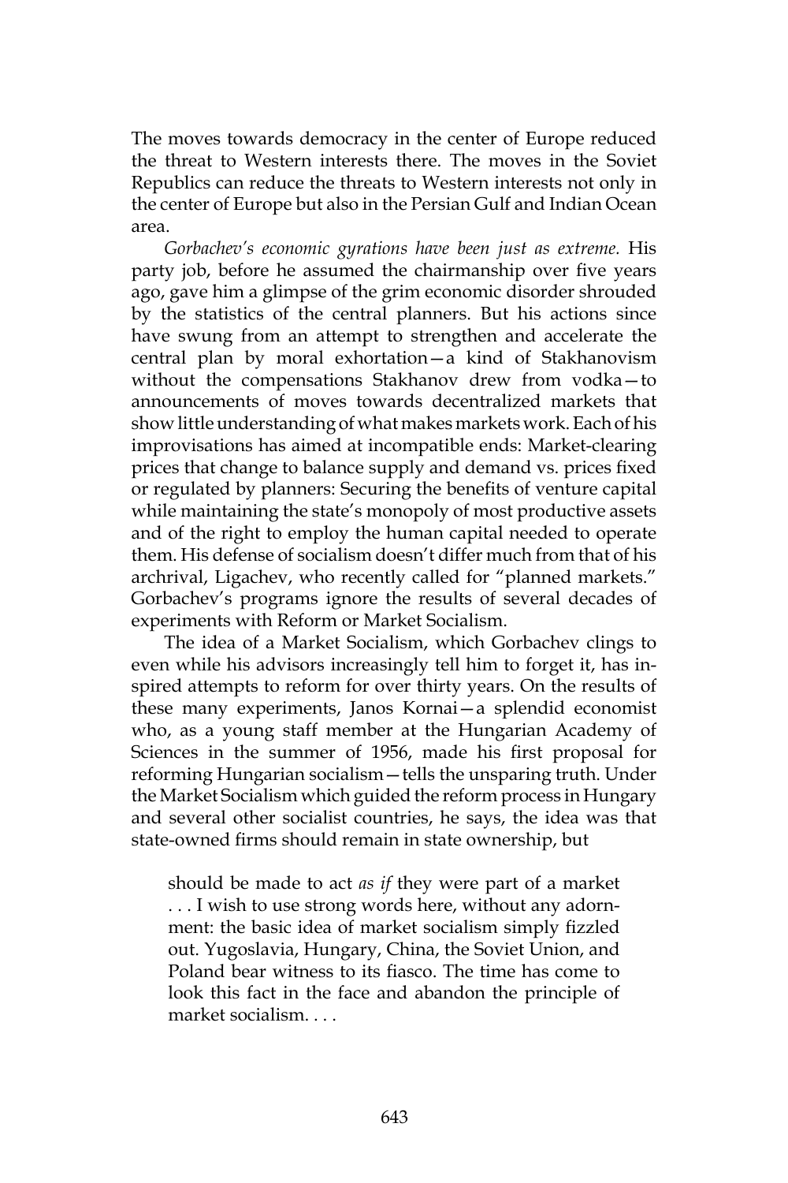The moves towards democracy in the center of Europe reduced the threat to Western interests there. The moves in the Soviet Republics can reduce the threats to Western interests not only in the center of Europe but also in the Persian Gulf and Indian Ocean area.

*Gorbachev's economic gyrations have been just as extreme.* His party job, before he assumed the chairmanship over five years ago, gave him a glimpse of the grim economic disorder shrouded by the statistics of the central planners. But his actions since have swung from an attempt to strengthen and accelerate the central plan by moral exhortation—a kind of Stakhanovism without the compensations Stakhanov drew from vodka—to announcements of moves towards decentralized markets that show little understanding of what makes markets work. Each of his improvisations has aimed at incompatible ends: Market-clearing prices that change to balance supply and demand vs. prices fixed or regulated by planners: Securing the benefits of venture capital while maintaining the state's monopoly of most productive assets and of the right to employ the human capital needed to operate them. His defense of socialism doesn't differ much from that of his archrival, Ligachev, who recently called for "planned markets." Gorbachev's programs ignore the results of several decades of experiments with Reform or Market Socialism.

The idea of a Market Socialism, which Gorbachev clings to even while his advisors increasingly tell him to forget it, has inspired attempts to reform for over thirty years. On the results of these many experiments, Janos Kornai—a splendid economist who, as a young staff member at the Hungarian Academy of Sciences in the summer of 1956, made his first proposal for reforming Hungarian socialism—tells the unsparing truth. Under the Market Socialism which guided the reform process in Hungary and several other socialist countries, he says, the idea was that state-owned firms should remain in state ownership, but

> should be made to act *as if* they were part of a market . . . I wish to use strong words here, without any adornment: the basic idea of market socialism simply fizzled out. Yugoslavia, Hungary, China, the Soviet Union, and Poland bear witness to its fiasco. The time has come to look this fact in the face and abandon the principle of market socialism. . . .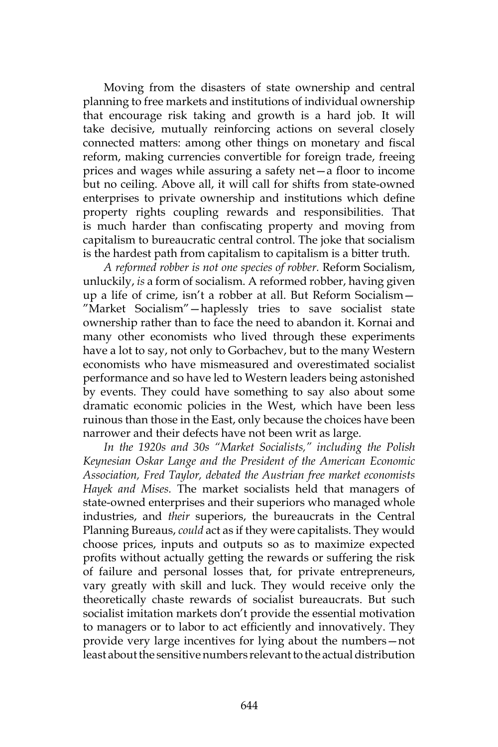Moving from the disasters of state ownership and central planning to free markets and institutions of individual ownership that encourage risk taking and growth is a hard job. It will take decisive, mutually reinforcing actions on several closely connected matters: among other things on monetary and fiscal reform, making currencies convertible for foreign trade, freeing prices and wages while assuring a safety net—a floor to income but no ceiling. Above all, it will call for shifts from state-owned enterprises to private ownership and institutions which define property rights coupling rewards and responsibilities. That is much harder than confiscating property and moving from capitalism to bureaucratic central control. The joke that socialism is the hardest path from capitalism to capitalism is a bitter truth.

*A reformed robber is not one species of robber.* Reform Socialism, unluckily, *is* a form of socialism. A reformed robber, having given up a life of crime, isn't a robber at all. But Reform Socialism—"Market Socialism"—haplessly tries to save socialist state ownership rather than to face the need to abandon it. Kornai and many other economists who lived through these experiments have a lot to say, not only to Gorbachev, but to the many Western economists who have mismeasured and overestimated socialist performance and so have led to Western leaders being astonished by events. They could have something to say also about some dramatic economic policies in the West, which have been less ruinous than those in the East, only because the choices have been narrower and their defects have not been writ as large.

*In the 1920s and 30s "Market Socialists," including the Polish Keynesian Oskar Lange and the President of the American Economic Association, Fred Taylor, debated the Austrian free market economists Hayek and Mises.* The market socialists held that managers of state-owned enterprises and their superiors who managed whole industries, and *their* superiors, the bureaucrats in the Central Planning Bureaus, *could* act as if they were capitalists. They would choose prices, inputs and outputs so as to maximize expected profits without actually getting the rewards or suffering the risk of failure and personal losses that, for private entrepreneurs, vary greatly with skill and luck. They would receive only the theoretically chaste rewards of socialist bureaucrats. But such socialist imitation markets don't provide the essential motivation to managers or to labor to act efficiently and innovatively. They provide very large incentives for lying about the numbers—not least about the sensitive numbers relevant to the actual distribution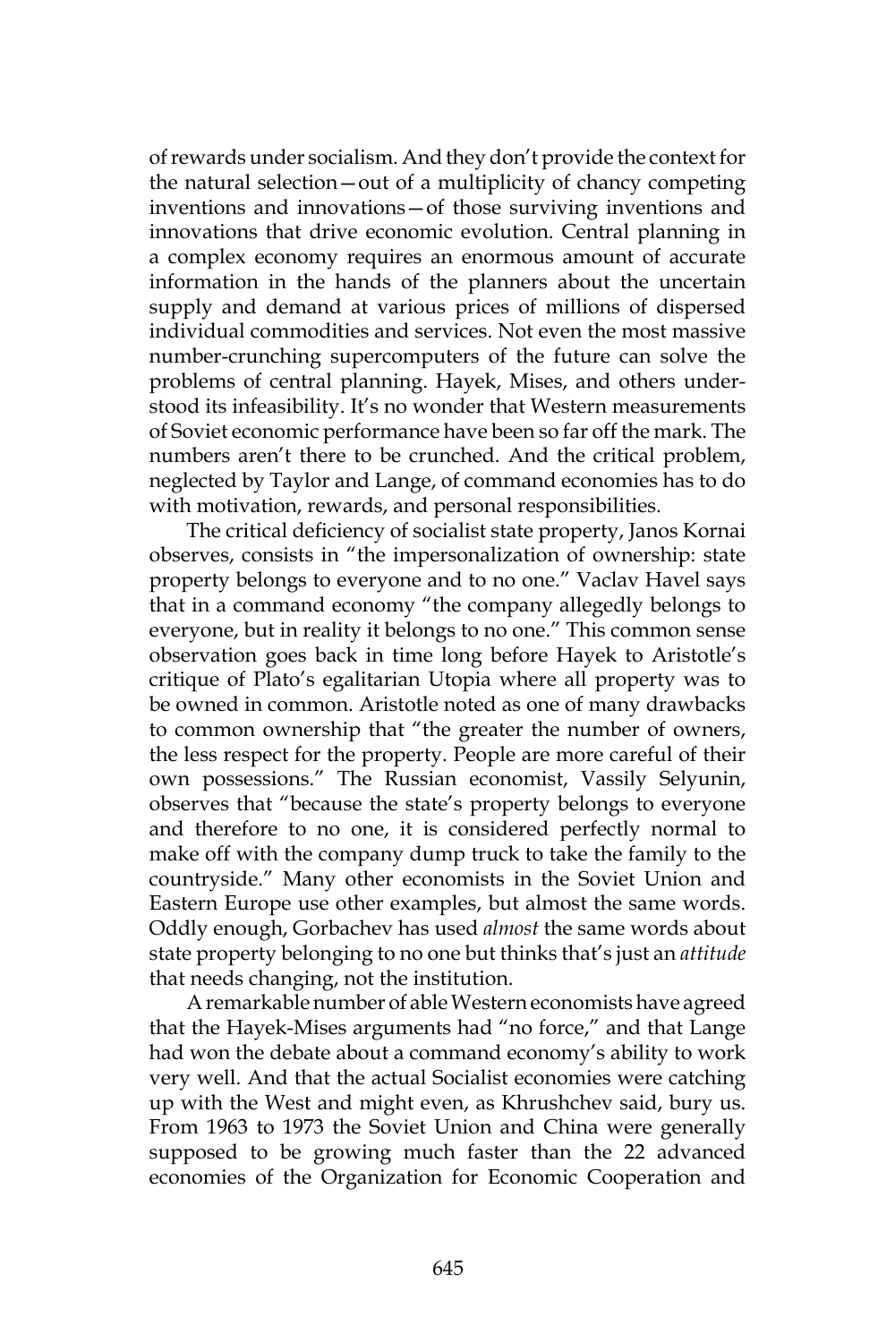of rewards under socialism. And they don't provide the context for the natural selection—out of a multiplicity of chancy competing inventions and innovations—of those surviving inventions and innovations that drive economic evolution. Central planning in a complex economy requires an enormous amount of accurate information in the hands of the planners about the uncertain supply and demand at various prices of millions of dispersed individual commodities and services. Not even the most massive number-crunching supercomputers of the future can solve the problems of central planning. Hayek, Mises, and others understood its infeasibility. It's no wonder that Western measurements of Soviet economic performance have been so far off the mark. The numbers aren't there to be crunched. And the critical problem, neglected by Taylor and Lange, of command economies has to do with motivation, rewards, and personal responsibilities.

The critical deficiency of socialist state property, Janos Kornai observes, consists in "the impersonalization of ownership: state property belongs to everyone and to no one." Vaclav Havel says that in a command economy "the company allegedly belongs to everyone, but in reality it belongs to no one." This common sense observation goes back in time long before Hayek to Aristotle's critique of Plato's egalitarian Utopia where all property was to be owned in common. Aristotle noted as one of many drawbacks to common ownership that "the greater the number of owners, the less respect for the property. People are more careful of their own possessions." The Russian economist, Vassily Selyunin, observes that "because the state's property belongs to everyone and therefore to no one, it is considered perfectly normal to make off with the company dump truck to take the family to the countryside." Many other economists in the Soviet Union and Eastern Europe use other examples, but almost the same words. Oddly enough, Gorbachev has used *almost* the same words about state property belonging to no one but thinks that's just an *attitude* that needs changing, not the institution.

A remarkable number of able Western economists have agreed that the Hayek-Mises arguments had "no force," and that Lange had won the debate about a command economy's ability to work very well. And that the actual Socialist economies were catching up with the West and might even, as Khrushchev said, bury us. From 1963 to 1973 the Soviet Union and China were generally supposed to be growing much faster than the 22 advanced economies of the Organization for Economic Cooperation and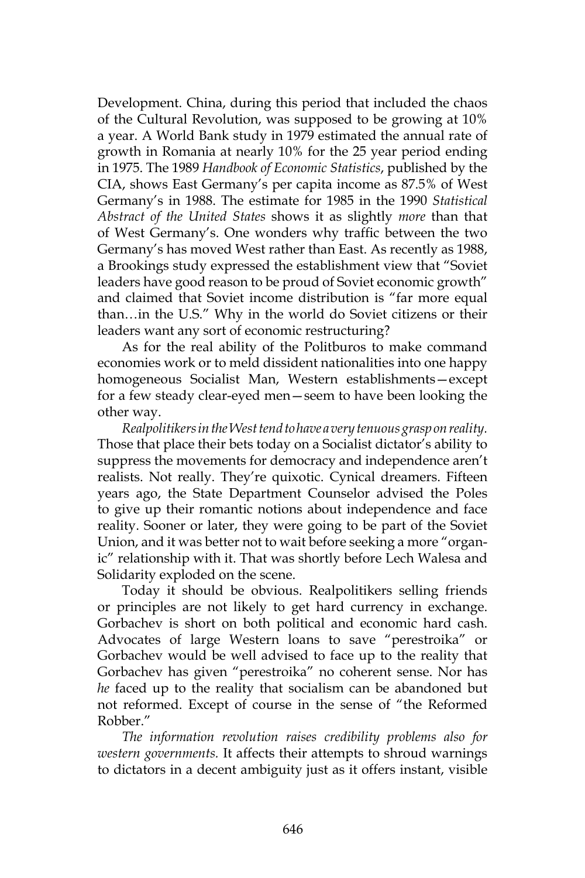Development. China, during this period that included the chaos of the Cultural Revolution, was supposed to be growing at 10% a year. A World Bank study in 1979 estimated the annual rate of growth in Romania at nearly 10% for the 25 year period ending in 1975. The 1989 *Handbook of Economic Statistics*, published by the CIA, shows East Germany's per capita income as 87.5% of West Germany's in 1988. The estimate for 1985 in the 1990 *Statistical Abstract of the United States* shows it as slightly *more* than that of West Germany's. One wonders why traffic between the two Germany's has moved West rather than East. As recently as 1988, a Brookings study expressed the establishment view that "Soviet leaders have good reason to be proud of Soviet economic growth" and claimed that Soviet income distribution is "far more equal than…in the U.S." Why in the world do Soviet citizens or their leaders want any sort of economic restructuring?

As for the real ability of the Politburos to make command economies work or to meld dissident nationalities into one happy homogeneous Socialist Man, Western establishments—except for a few steady clear-eyed men—seem to have been looking the other way.

*Realpolitikers in the West tend to have a very tenuous grasp on reality.* Those that place their bets today on a Socialist dictator's ability to suppress the movements for democracy and independence aren't realists. Not really. They're quixotic. Cynical dreamers. Fifteen years ago, the State Department Counselor advised the Poles to give up their romantic notions about independence and face reality. Sooner or later, they were going to be part of the Soviet Union, and it was better not to wait before seeking a more "organic" relationship with it. That was shortly before Lech Walesa and Solidarity exploded on the scene.

Today it should be obvious. Realpolitikers selling friends or principles are not likely to get hard currency in exchange. Gorbachev is short on both political and economic hard cash. Advocates of large Western loans to save "perestroika" or Gorbachev would be well advised to face up to the reality that Gorbachev has given "perestroika" no coherent sense. Nor has *he* faced up to the reality that socialism can be abandoned but not reformed. Except of course in the sense of "the Reformed Robber."

*The information revolution raises credibility problems also for western governments.* It affects their attempts to shroud warnings to dictators in a decent ambiguity just as it offers instant, visible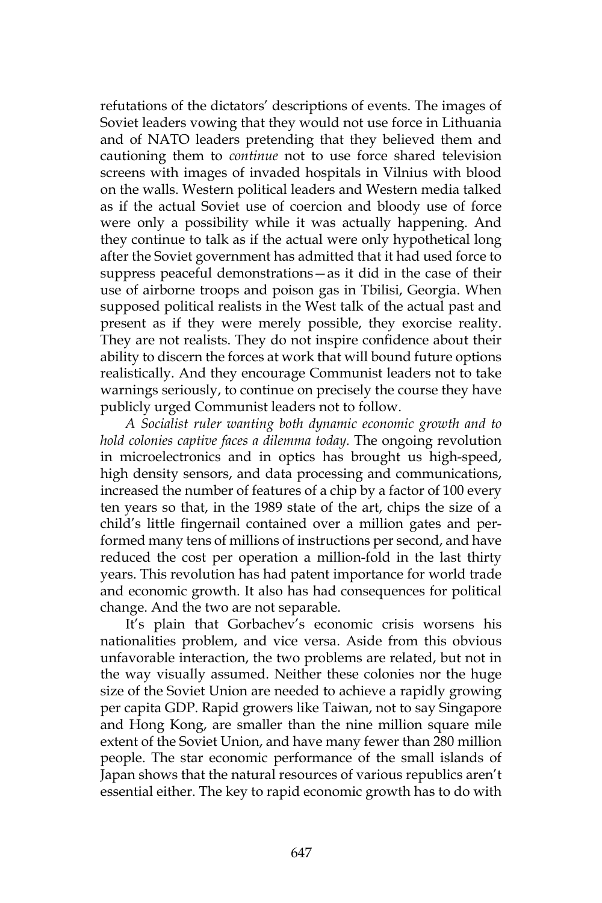refutations of the dictators' descriptions of events. The images of Soviet leaders vowing that they would not use force in Lithuania and of NATO leaders pretending that they believed them and cautioning them to *continue* not to use force shared television screens with images of invaded hospitals in Vilnius with blood on the walls. Western political leaders and Western media talked as if the actual Soviet use of coercion and bloody use of force were only a possibility while it was actually happening. And they continue to talk as if the actual were only hypothetical long after the Soviet government has admitted that it had used force to suppress peaceful demonstrations—as it did in the case of their use of airborne troops and poison gas in Tbilisi, Georgia. When supposed political realists in the West talk of the actual past and present as if they were merely possible, they exorcise reality. They are not realists. They do not inspire confidence about their ability to discern the forces at work that will bound future options realistically. And they encourage Communist leaders not to take warnings seriously, to continue on precisely the course they have publicly urged Communist leaders not to follow.

*A Socialist ruler wanting both dynamic economic growth and to hold colonies captive faces a dilemma today.* The ongoing revolution in microelectronics and in optics has brought us high-speed, high density sensors, and data processing and communications, increased the number of features of a chip by a factor of 100 every ten years so that, in the 1989 state of the art, chips the size of a child's little fingernail contained over a million gates and performed many tens of millions of instructions per second, and have reduced the cost per operation a million-fold in the last thirty years. This revolution has had patent importance for world trade and economic growth. It also has had consequences for political change. And the two are not separable.

It's plain that Gorbachev's economic crisis worsens his nationalities problem, and vice versa. Aside from this obvious unfavorable interaction, the two problems are related, but not in the way visually assumed. Neither these colonies nor the huge size of the Soviet Union are needed to achieve a rapidly growing per capita GDP. Rapid growers like Taiwan, not to say Singapore and Hong Kong, are smaller than the nine million square mile extent of the Soviet Union, and have many fewer than 280 million people. The star economic performance of the small islands of Japan shows that the natural resources of various republics aren't essential either. The key to rapid economic growth has to do with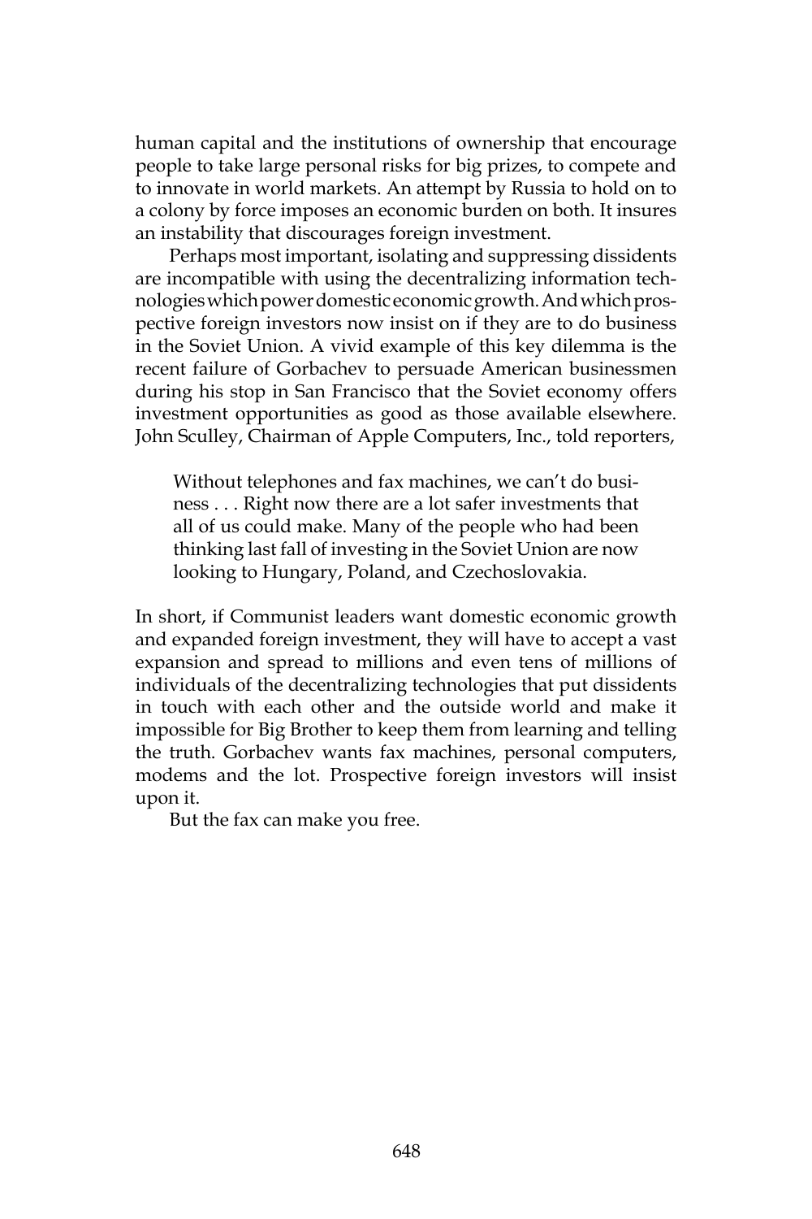human capital and the institutions of ownership that encourage people to take large personal risks for big prizes, to compete and to innovate in world markets. An attempt by Russia to hold on to a colony by force imposes an economic burden on both. It insures an instability that discourages foreign investment.

Perhaps most important, isolating and suppressing dissidents are incompatible with using the decentralizing information technologies which power domestic economic growth. And which prospective foreign investors now insist on if they are to do business in the Soviet Union. A vivid example of this key dilemma is the recent failure of Gorbachev to persuade American businessmen during his stop in San Francisco that the Soviet economy offers investment opportunities as good as those available elsewhere. John Sculley, Chairman of Apple Computers, Inc., told reporters,

> Without telephones and fax machines, we can't do business . . . Right now there are a lot safer investments that all of us could make. Many of the people who had been thinking last fall of investing in the Soviet Union are now looking to Hungary, Poland, and Czechoslovakia.

In short, if Communist leaders want domestic economic growth and expanded foreign investment, they will have to accept a vast expansion and spread to millions and even tens of millions of individuals of the decentralizing technologies that put dissidents in touch with each other and the outside world and make it impossible for Big Brother to keep them from learning and telling the truth. Gorbachev wants fax machines, personal computers, modems and the lot. Prospective foreign investors will insist upon it.

But the fax can make you free.